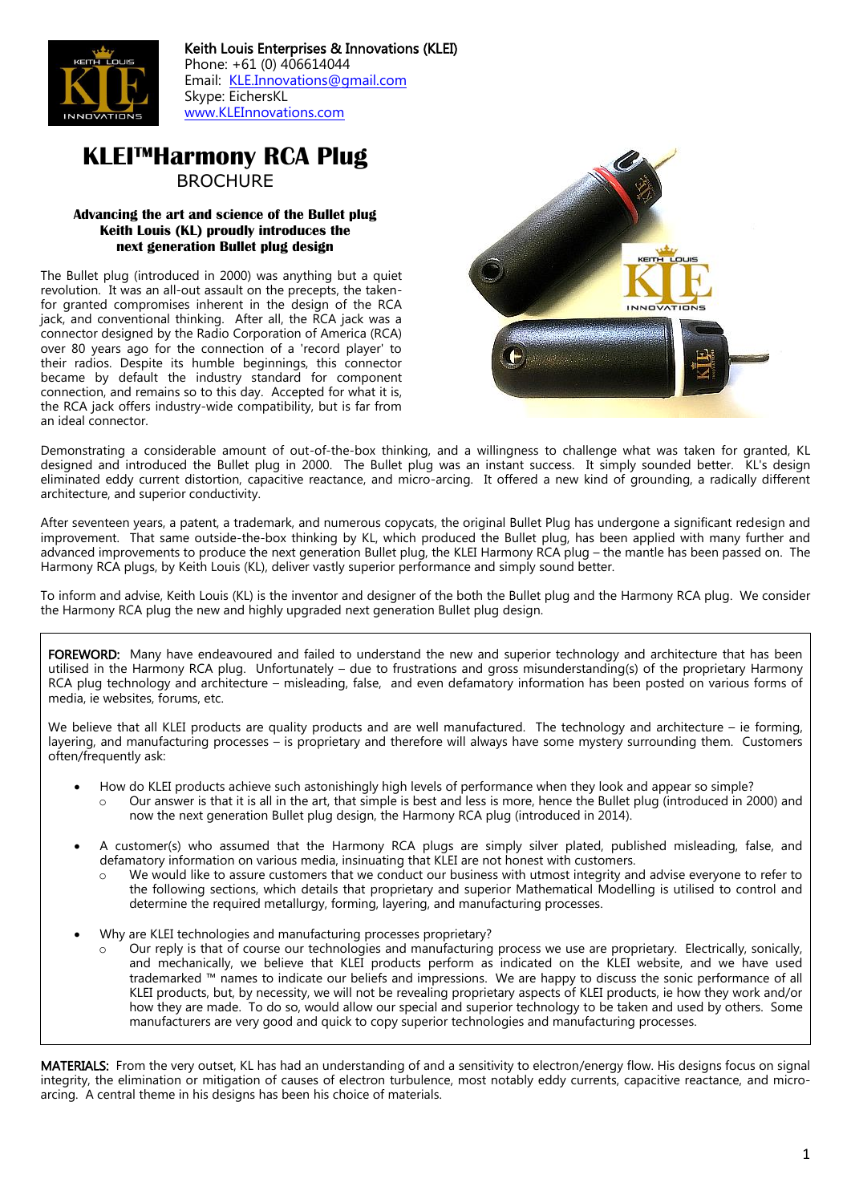Keith Louis Enterprises & Innovations (KLEI)
Phone: +61 (0) 406614044
Email: KLE.Innovations@gmail.com
Skype: EichersKL
www.KLEInnovations.com

# KLEI™Harmony RCA Plug

BROCHURE

**Advancing the art and science of the Bullet plug**
**Keith Louis (KL) proudly introduces the next generation Bullet plug design**

The Bullet plug (introduced in 2000) was anything but a quiet revolution. It was an all-out assault on the precepts, the taken-for granted compromises inherent in the design of the RCA jack, and conventional thinking. After all, the RCA jack was a connector designed by the Radio Corporation of America (RCA) over 80 years ago for the connection of a 'record player' to their radios. Despite its humble beginnings, this connector became by default the industry standard for component connection, and remains so to this day. Accepted for what it is, the RCA jack offers industry-wide compatibility, but is far from an ideal connector.

Demonstrating a considerable amount of out-of-the-box thinking, and a willingness to challenge what was taken for granted, KL designed and introduced the Bullet plug in 2000. The Bullet plug was an instant success. It simply sounded better. KL's design eliminated eddy current distortion, capacitive reactance, and micro-arcing. It offered a new kind of grounding, a radically different architecture, and superior conductivity.

After seventeen years, a patent, a trademark, and numerous copycats, the original Bullet Plug has undergone a significant redesign and improvement. That same outside-the-box thinking by KL, which produced the Bullet plug, has been applied with many further and advanced improvements to produce the next generation Bullet plug, the KLEI Harmony RCA plug – the mantle has been passed on. The Harmony RCA plugs, by Keith Louis (KL), deliver vastly superior performance and simply sound better.

To inform and advise, Keith Louis (KL) is the inventor and designer of the both the Bullet plug and the Harmony RCA plug. We consider the Harmony RCA plug the new and highly upgraded next generation Bullet plug design.

**FOREWORD:** Many have endeavoured and failed to understand the new and superior technology and architecture that has been utilised in the Harmony RCA plug. Unfortunately – due to frustrations and gross misunderstanding(s) of the proprietary Harmony RCA plug technology and architecture – misleading, false, and even defamatory information has been posted on various forms of media, ie websites, forums, etc.

We believe that all KLEI products are quality products and are well manufactured. The technology and architecture – ie forming, layering, and manufacturing processes – is proprietary and therefore will always have some mystery surrounding them. Customers often/frequently ask:

- How do KLEI products achieve such astonishingly high levels of performance when they look and appear so simple?
  - Our answer is that it is all in the art, that simple is best and less is more, hence the Bullet plug (introduced in 2000) and now the next generation Bullet plug design, the Harmony RCA plug (introduced in 2014).
- A customer(s) who assumed that the Harmony RCA plugs are simply silver plated, published misleading, false, and defamatory information on various media, insinuating that KLEI are not honest with customers.
  - We would like to assure customers that we conduct our business with utmost integrity and advise everyone to refer to the following sections, which details that proprietary and superior Mathematical Modelling is utilised to control and determine the required metallurgy, forming, layering, and manufacturing processes.
- Why are KLEI technologies and manufacturing processes proprietary?
  - Our reply is that of course our technologies and manufacturing process we use are proprietary. Electrically, sonically, and mechanically, we believe that KLEI products perform as indicated on the KLEI website, and we have used trademarked ™ names to indicate our beliefs and impressions. We are happy to discuss the sonic performance of all KLEI products, but, by necessity, we will not be revealing proprietary aspects of KLEI products, ie how they work and/or how they are made. To do so, would allow our special and superior technology to be taken and used by others. Some manufacturers are very good and quick to copy superior technologies and manufacturing processes.

**MATERIALS:** From the very outset, KL has had an understanding of and a sensitivity to electron/energy flow. His designs focus on signal integrity, the elimination or mitigation of causes of electron turbulence, most notably eddy currents, capacitive reactance, and micro-arcing. A central theme in his designs has been his choice of materials.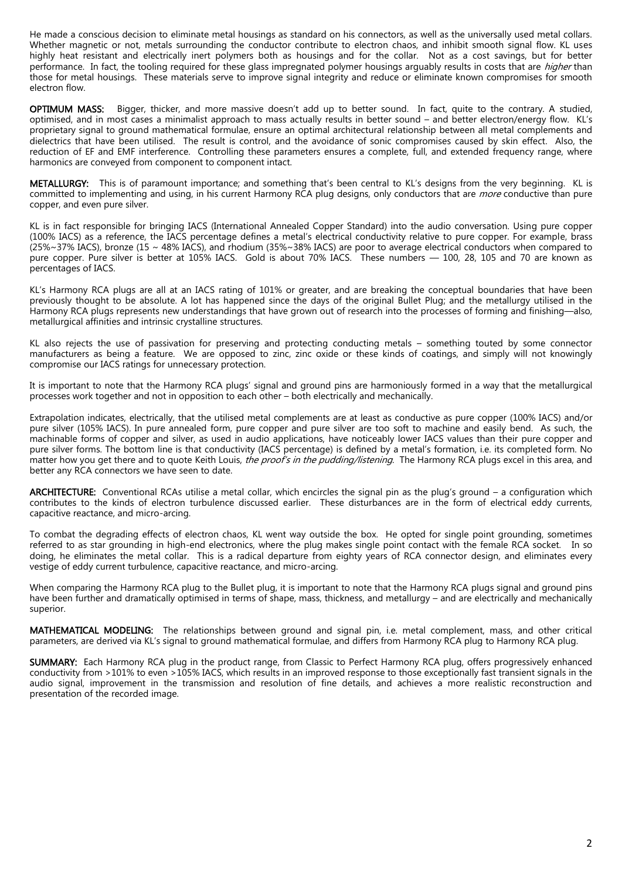He made a conscious decision to eliminate metal housings as standard on his connectors, as well as the universally used metal collars. Whether magnetic or not, metals surrounding the conductor contribute to electron chaos, and inhibit smooth signal flow. KL uses highly heat resistant and electrically inert polymers both as housings and for the collar. Not as a cost savings, but for better performance. In fact, the tooling required for these glass impregnated polymer housings arguably results in costs that are *higher* than those for metal housings. These materials serve to improve signal integrity and reduce or eliminate known compromises for smooth electron flow.

**OPTIMUM MASS:** Bigger, thicker, and more massive doesn't add up to better sound. In fact, quite to the contrary. A studied, optimised, and in most cases a minimalist approach to mass actually results in better sound – and better electron/energy flow. KL's proprietary signal to ground mathematical formulae, ensure an optimal architectural relationship between all metal complements and dielectrics that have been utilised. The result is control, and the avoidance of sonic compromises caused by skin effect. Also, the reduction of EF and EMF interference. Controlling these parameters ensures a complete, full, and extended frequency range, where harmonics are conveyed from component to component intact.

**METALLURGY:** This is of paramount importance; and something that's been central to KL's designs from the very beginning. KL is committed to implementing and using, in his current Harmony RCA plug designs, only conductors that are *more* conductive than pure copper, and even pure silver.

KL is in fact responsible for bringing IACS (International Annealed Copper Standard) into the audio conversation. Using pure copper (100% IACS) as a reference, the IACS percentage defines a metal's electrical conductivity relative to pure copper. For example, brass (25%~37% IACS), bronze (15 ~ 48% IACS), and rhodium (35%~38% IACS) are poor to average electrical conductors when compared to pure copper. Pure silver is better at 105% IACS. Gold is about 70% IACS. These numbers — 100, 28, 105 and 70 are known as percentages of IACS.

KL's Harmony RCA plugs are all at an IACS rating of 101% or greater, and are breaking the conceptual boundaries that have been previously thought to be absolute. A lot has happened since the days of the original Bullet Plug; and the metallurgy utilised in the Harmony RCA plugs represents new understandings that have grown out of research into the processes of forming and finishing—also, metallurgical affinities and intrinsic crystalline structures.

KL also rejects the use of passivation for preserving and protecting conducting metals – something touted by some connector manufacturers as being a feature. We are opposed to zinc, zinc oxide or these kinds of coatings, and simply will not knowingly compromise our IACS ratings for unnecessary protection.

It is important to note that the Harmony RCA plugs' signal and ground pins are harmoniously formed in a way that the metallurgical processes work together and not in opposition to each other – both electrically and mechanically.

Extrapolation indicates, electrically, that the utilised metal complements are at least as conductive as pure copper (100% IACS) and/or pure silver (105% IACS). In pure annealed form, pure copper and pure silver are too soft to machine and easily bend. As such, the machinable forms of copper and silver, as used in audio applications, have noticeably lower IACS values than their pure copper and pure silver forms. The bottom line is that conductivity (IACS percentage) is defined by a metal's formation, i.e. its completed form. No matter how you get there and to quote Keith Louis, *the proof's in the pudding/listening*. The Harmony RCA plugs excel in this area, and better any RCA connectors we have seen to date.

**ARCHITECTURE:** Conventional RCAs utilise a metal collar, which encircles the signal pin as the plug's ground – a configuration which contributes to the kinds of electron turbulence discussed earlier. These disturbances are in the form of electrical eddy currents, capacitive reactance, and micro-arcing.

To combat the degrading effects of electron chaos, KL went way outside the box. He opted for single point grounding, sometimes referred to as star grounding in high-end electronics, where the plug makes single point contact with the female RCA socket. In so doing, he eliminates the metal collar. This is a radical departure from eighty years of RCA connector design, and eliminates every vestige of eddy current turbulence, capacitive reactance, and micro-arcing.

When comparing the Harmony RCA plug to the Bullet plug, it is important to note that the Harmony RCA plugs signal and ground pins have been further and dramatically optimised in terms of shape, mass, thickness, and metallurgy – and are electrically and mechanically superior.

**MATHEMATICAL MODELING:** The relationships between ground and signal pin, i.e. metal complement, mass, and other critical parameters, are derived via KL's signal to ground mathematical formulae, and differs from Harmony RCA plug to Harmony RCA plug.

**SUMMARY:** Each Harmony RCA plug in the product range, from Classic to Perfect Harmony RCA plug, offers progressively enhanced conductivity from >101% to even >105% IACS, which results in an improved response to those exceptionally fast transient signals in the audio signal, improvement in the transmission and resolution of fine details, and achieves a more realistic reconstruction and presentation of the recorded image.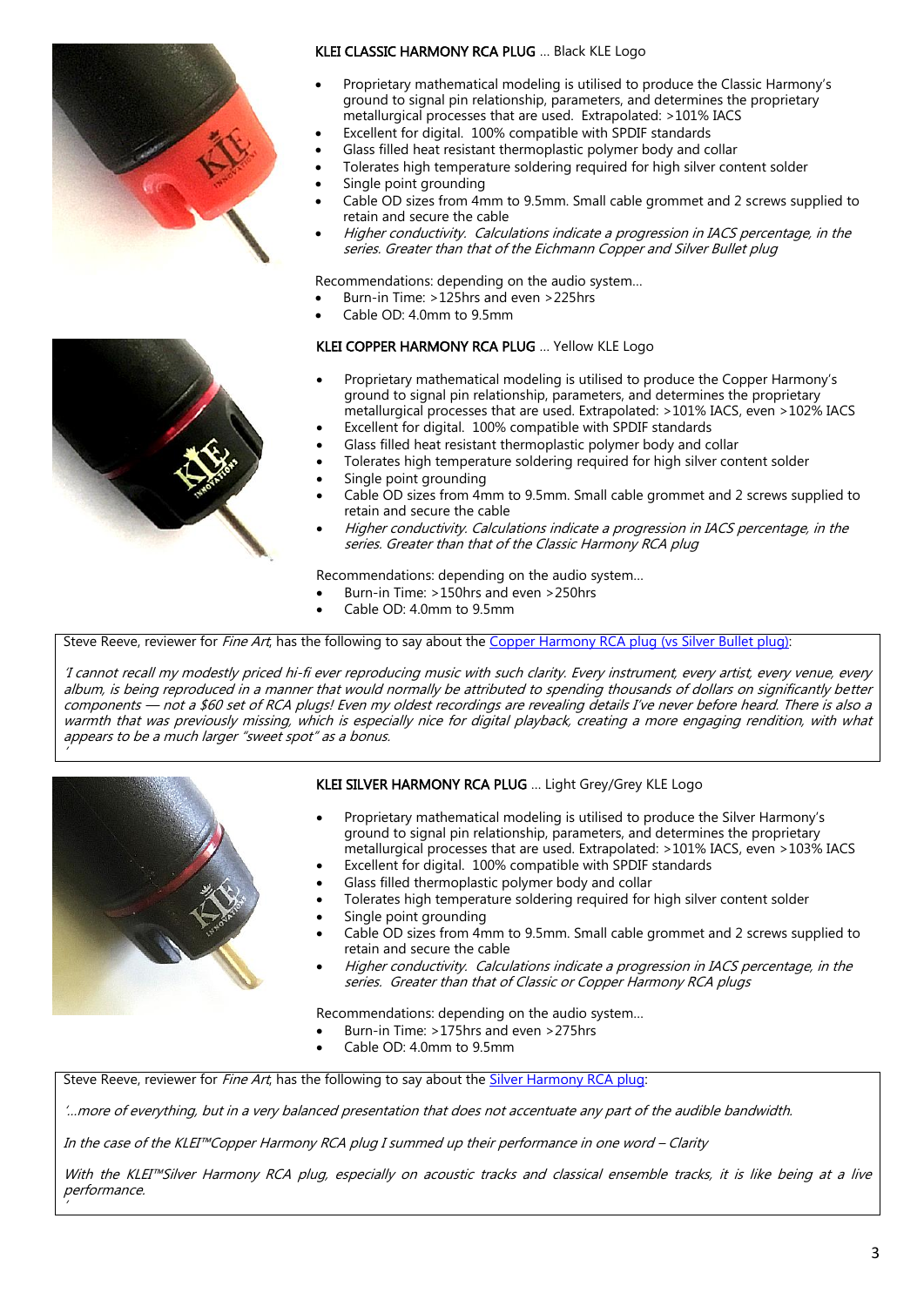**KLEI CLASSIC HARMONY RCA PLUG** … Black KLE Logo

- Proprietary mathematical modeling is utilised to produce the Classic Harmony's ground to signal pin relationship, parameters, and determines the proprietary metallurgical processes that are used. Extrapolated: >101% IACS
- Excellent for digital. 100% compatible with SPDIF standards
- Glass filled heat resistant thermoplastic polymer body and collar
- Tolerates high temperature soldering required for high silver content solder
- Single point grounding
- Cable OD sizes from 4mm to 9.5mm. Small cable grommet and 2 screws supplied to retain and secure the cable
- *Higher conductivity. Calculations indicate a progression in IACS percentage, in the series. Greater than that of the Eichmann Copper and Silver Bullet plug*

Recommendations: depending on the audio system…

- Burn-in Time: >125hrs and even >225hrs
- Cable OD: 4.0mm to 9.5mm

**KLEI COPPER HARMONY RCA PLUG** … Yellow KLE Logo

- Proprietary mathematical modeling is utilised to produce the Copper Harmony's ground to signal pin relationship, parameters, and determines the proprietary metallurgical processes that are used. Extrapolated: >101% IACS, even >102% IACS
- Excellent for digital. 100% compatible with SPDIF standards
- Glass filled heat resistant thermoplastic polymer body and collar
- Tolerates high temperature soldering required for high silver content solder
- Single point grounding
- Cable OD sizes from 4mm to 9.5mm. Small cable grommet and 2 screws supplied to retain and secure the cable
- *Higher conductivity. Calculations indicate a progression in IACS percentage, in the series. Greater than that of the Classic Harmony RCA plug*

Recommendations: depending on the audio system…

- Burn-in Time: >150hrs and even >250hrs
- Cable OD: 4.0mm to 9.5mm

Steve Reeve, reviewer for *Fine Art*, has the following to say about the Copper Harmony RCA plug (vs Silver Bullet plug):

*'I cannot recall my modestly priced hi-fi ever reproducing music with such clarity. Every instrument, every artist, every venue, every album, is being reproduced in a manner that would normally be attributed to spending thousands of dollars on significantly better components — not a $60 set of RCA plugs! Even my oldest recordings are revealing details I've never before heard. There is also a warmth that was previously missing, which is especially nice for digital playback, creating a more engaging rendition, with what appears to be a much larger "sweet spot" as a bonus.*
*'*

**KLEI SILVER HARMONY RCA PLUG** … Light Grey/Grey KLE Logo

- Proprietary mathematical modeling is utilised to produce the Silver Harmony's ground to signal pin relationship, parameters, and determines the proprietary metallurgical processes that are used. Extrapolated: >101% IACS, even >103% IACS
- Excellent for digital. 100% compatible with SPDIF standards
- Glass filled thermoplastic polymer body and collar
- Tolerates high temperature soldering required for high silver content solder
- Single point grounding
- Cable OD sizes from 4mm to 9.5mm. Small cable grommet and 2 screws supplied to retain and secure the cable
- *Higher conductivity. Calculations indicate a progression in IACS percentage, in the series. Greater than that of Classic or Copper Harmony RCA plugs*

Recommendations: depending on the audio system…

- Burn-in Time: >175hrs and even >275hrs
- Cable OD: 4.0mm to 9.5mm

Steve Reeve, reviewer for *Fine Art*, has the following to say about the Silver Harmony RCA plug:

*'…more of everything, but in a very balanced presentation that does not accentuate any part of the audible bandwidth.*

*In the case of the KLEI™Copper Harmony RCA plug I summed up their performance in one word – Clarity*

*With the KLEI™Silver Harmony RCA plug, especially on acoustic tracks and classical ensemble tracks, it is like being at a live performance.*
*'*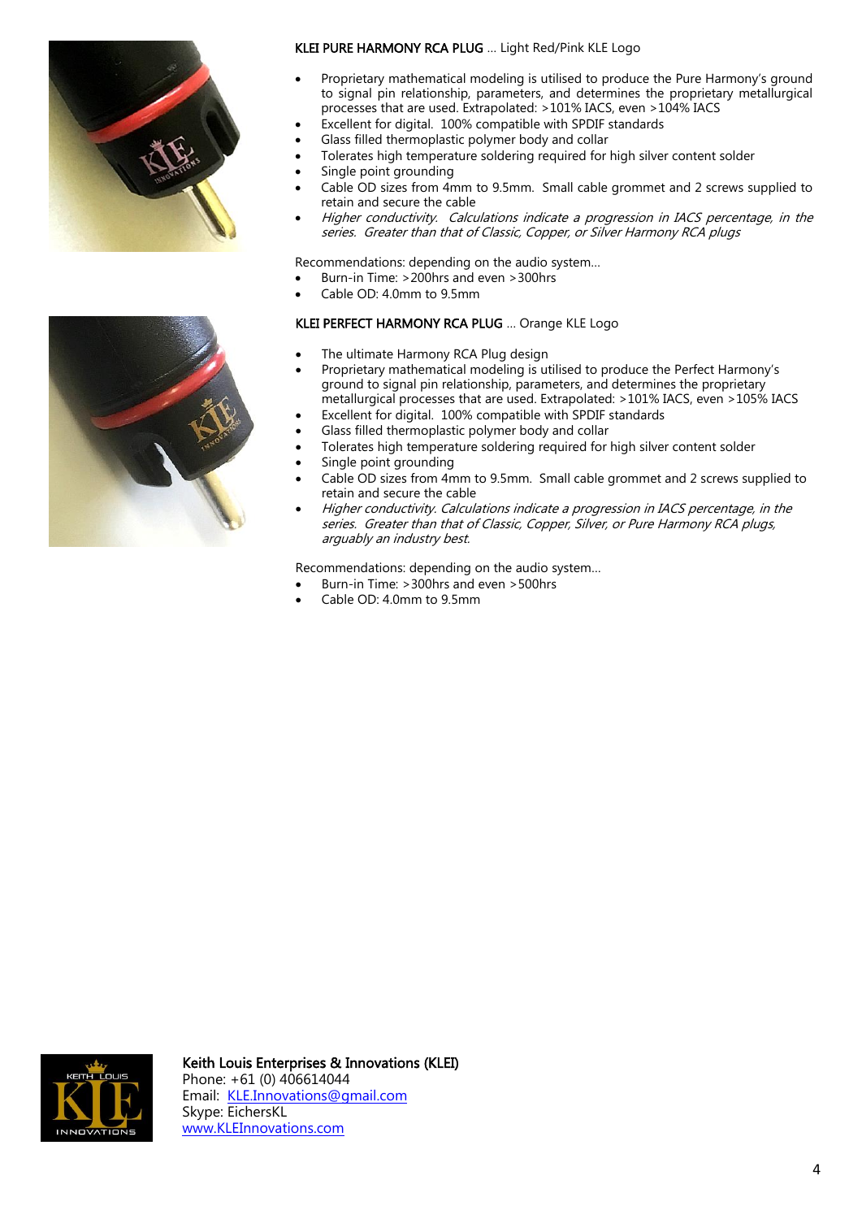**KLEI PURE HARMONY RCA PLUG** … Light Red/Pink KLE Logo

- Proprietary mathematical modeling is utilised to produce the Pure Harmony's ground to signal pin relationship, parameters, and determines the proprietary metallurgical processes that are used. Extrapolated: >101% IACS, even >104% IACS
- Excellent for digital. 100% compatible with SPDIF standards
- Glass filled thermoplastic polymer body and collar
- Tolerates high temperature soldering required for high silver content solder
- Single point grounding
- Cable OD sizes from 4mm to 9.5mm. Small cable grommet and 2 screws supplied to retain and secure the cable
- *Higher conductivity. Calculations indicate a progression in IACS percentage, in the series. Greater than that of Classic, Copper, or Silver Harmony RCA plugs*

Recommendations: depending on the audio system…

- Burn-in Time: >200hrs and even >300hrs
- Cable OD: 4.0mm to 9.5mm

**KLEI PERFECT HARMONY RCA PLUG** … Orange KLE Logo

- The ultimate Harmony RCA Plug design
- Proprietary mathematical modeling is utilised to produce the Perfect Harmony's ground to signal pin relationship, parameters, and determines the proprietary metallurgical processes that are used. Extrapolated: >101% IACS, even >105% IACS
- Excellent for digital. 100% compatible with SPDIF standards
- Glass filled thermoplastic polymer body and collar
- Tolerates high temperature soldering required for high silver content solder
- Single point grounding
- Cable OD sizes from 4mm to 9.5mm. Small cable grommet and 2 screws supplied to retain and secure the cable
- *Higher conductivity. Calculations indicate a progression in IACS percentage, in the series. Greater than that of Classic, Copper, Silver, or Pure Harmony RCA plugs, arguably an industry best.*

Recommendations: depending on the audio system…

- Burn-in Time: >300hrs and even >500hrs
- Cable OD: 4.0mm to 9.5mm

**Keith Louis Enterprises & Innovations (KLEI)**
Phone: +61 (0) 406614044
Email: KLE.Innovations@gmail.com
Skype: EichersKL
www.KLEInnovations.com